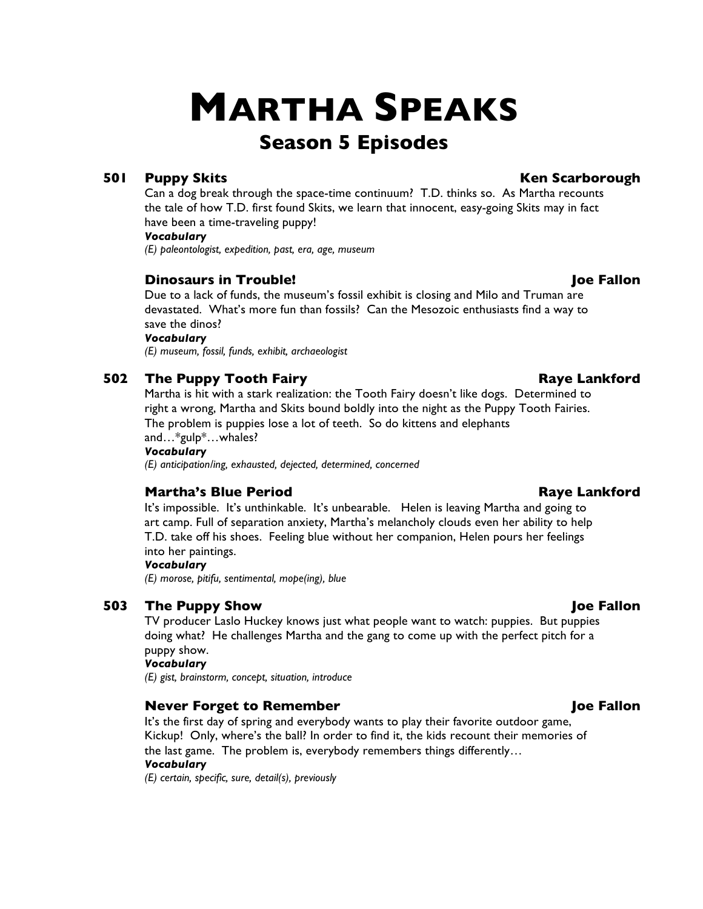# MARTHA SPEAKS

## Season 5 Episodes

### 501 Puppy Skits — Ken Scarborough

Can a dog break through the space-time continuum? T.D. thinks so. As Martha recounts the tale of how T.D. first found Skits, we learn that innocent, easy-going Skits may in fact have been a time-traveling puppy!

***Vocabulary***

*(E) paleontologist, expedition, past, era, age, museum*

### Dinosaurs in Trouble! — Joe Fallon

Due to a lack of funds, the museum's fossil exhibit is closing and Milo and Truman are devastated. What's more fun than fossils? Can the Mesozoic enthusiasts find a way to save the dinos?

***Vocabulary***

*(E) museum, fossil, funds, exhibit, archaeologist*

### 502 The Puppy Tooth Fairy — Raye Lankford

Martha is hit with a stark realization: the Tooth Fairy doesn't like dogs. Determined to right a wrong, Martha and Skits bound boldly into the night as the Puppy Tooth Fairies. The problem is puppies lose a lot of teeth. So do kittens and elephants and…*gulp*…whales?

***Vocabulary***

*(E) anticipation/ing, exhausted, dejected, determined, concerned*

### Martha's Blue Period — Raye Lankford

It's impossible. It's unthinkable. It's unbearable. Helen is leaving Martha and going to art camp. Full of separation anxiety, Martha's melancholy clouds even her ability to help T.D. take off his shoes. Feeling blue without her companion, Helen pours her feelings into her paintings.

***Vocabulary***

*(E) morose, pitifu, sentimental, mope(ing), blue*

### 503 The Puppy Show — Joe Fallon

TV producer Laslo Huckey knows just what people want to watch: puppies. But puppies doing what? He challenges Martha and the gang to come up with the perfect pitch for a puppy show.

***Vocabulary***

*(E) gist, brainstorm, concept, situation, introduce*

### Never Forget to Remember — Joe Fallon

It's the first day of spring and everybody wants to play their favorite outdoor game, Kickup! Only, where's the ball? In order to find it, the kids recount their memories of the last game. The problem is, everybody remembers things differently…

***Vocabulary***

*(E) certain, specific, sure, detail(s), previously*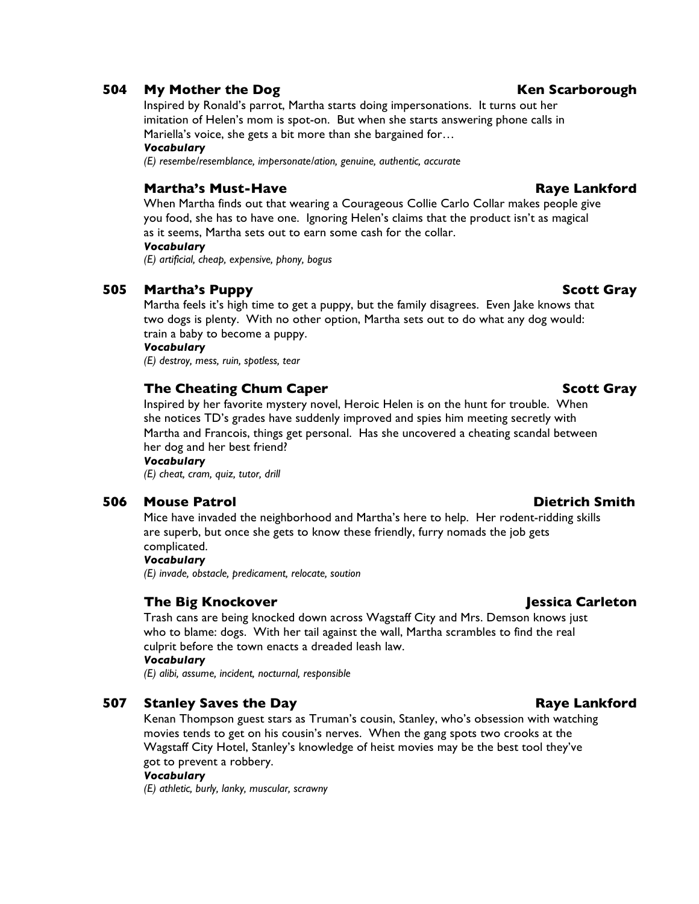### 504 My Mother the Dog — Ken Scarborough

Inspired by Ronald's parrot, Martha starts doing impersonations. It turns out her imitation of Helen's mom is spot-on. But when she starts answering phone calls in Mariella's voice, she gets a bit more than she bargained for…

***Vocabulary***

*(E) resembe/resemblance, impersonate/ation, genuine, authentic, accurate*

### Martha's Must-Have — Raye Lankford

When Martha finds out that wearing a Courageous Collie Carlo Collar makes people give you food, she has to have one. Ignoring Helen's claims that the product isn't as magical as it seems, Martha sets out to earn some cash for the collar.

***Vocabulary***

*(E) artificial, cheap, expensive, phony, bogus*

### 505 Martha's Puppy — Scott Gray

Martha feels it's high time to get a puppy, but the family disagrees. Even Jake knows that two dogs is plenty. With no other option, Martha sets out to do what any dog would: train a baby to become a puppy.

***Vocabulary***

*(E) destroy, mess, ruin, spotless, tear*

### The Cheating Chum Caper — Scott Gray

Inspired by her favorite mystery novel, Heroic Helen is on the hunt for trouble. When she notices TD's grades have suddenly improved and spies him meeting secretly with Martha and Francois, things get personal. Has she uncovered a cheating scandal between her dog and her best friend?

***Vocabulary***

*(E) cheat, cram, quiz, tutor, drill*

### 506 Mouse Patrol — Dietrich Smith

Mice have invaded the neighborhood and Martha's here to help. Her rodent-ridding skills are superb, but once she gets to know these friendly, furry nomads the job gets complicated.

***Vocabulary***

*(E) invade, obstacle, predicament, relocate, soution*

### The Big Knockover — Jessica Carleton

Trash cans are being knocked down across Wagstaff City and Mrs. Demson knows just who to blame: dogs. With her tail against the wall, Martha scrambles to find the real culprit before the town enacts a dreaded leash law.

***Vocabulary***

*(E) alibi, assume, incident, nocturnal, responsible*

### 507 Stanley Saves the Day — Raye Lankford

Kenan Thompson guest stars as Truman's cousin, Stanley, who's obsession with watching movies tends to get on his cousin's nerves. When the gang spots two crooks at the Wagstaff City Hotel, Stanley's knowledge of heist movies may be the best tool they've got to prevent a robbery.

***Vocabulary***

*(E) athletic, burly, lanky, muscular, scrawny*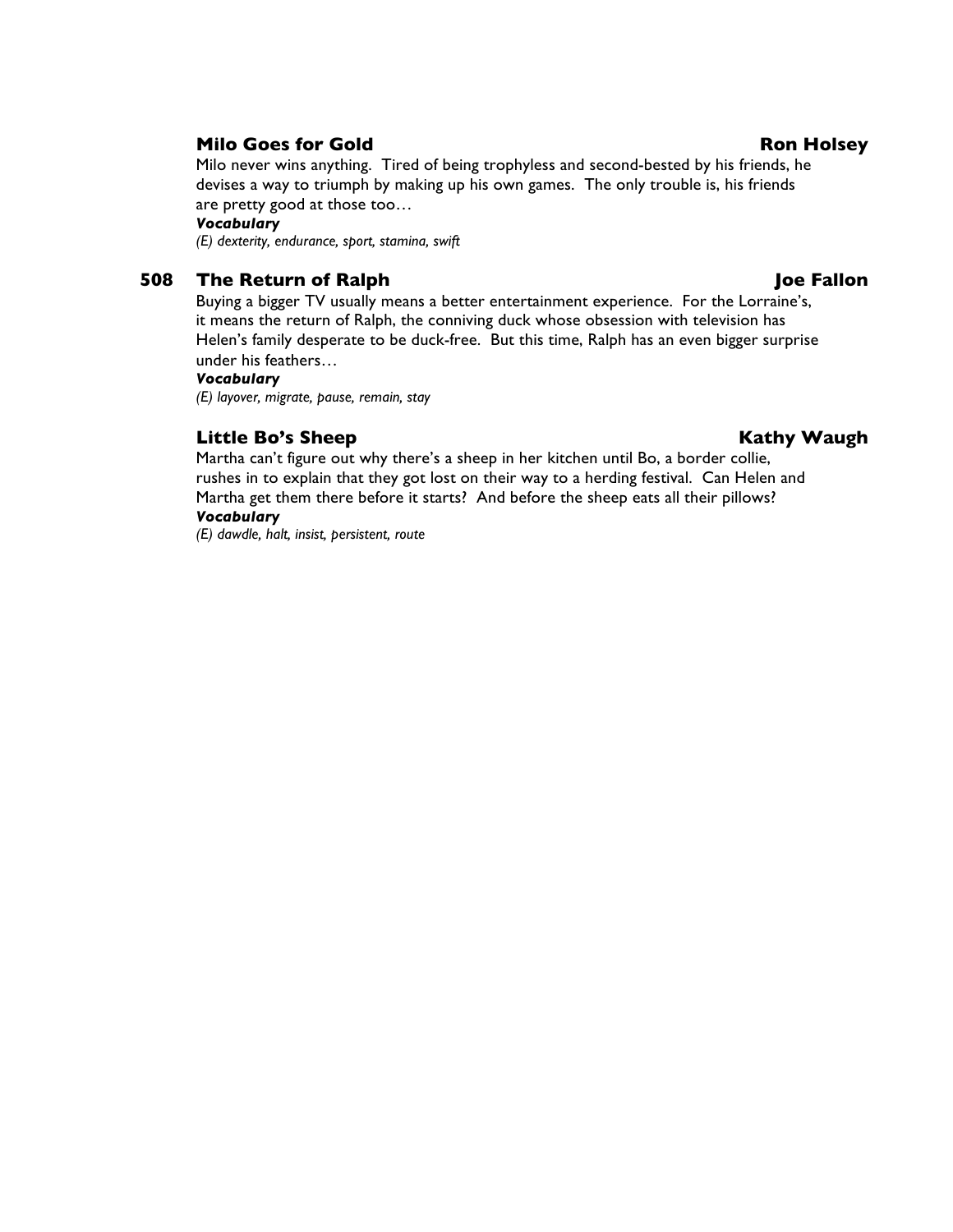### Milo Goes for Gold — Ron Holsey

Milo never wins anything. Tired of being trophyless and second-bested by his friends, he devises a way to triumph by making up his own games. The only trouble is, his friends are pretty good at those too…

***Vocabulary***

*(E) dexterity, endurance, sport, stamina, swift*

### 508 The Return of Ralph — Joe Fallon

Buying a bigger TV usually means a better entertainment experience. For the Lorraine's, it means the return of Ralph, the conniving duck whose obsession with television has Helen's family desperate to be duck-free. But this time, Ralph has an even bigger surprise under his feathers…

***Vocabulary***

*(E) layover, migrate, pause, remain, stay*

### Little Bo's Sheep — Kathy Waugh

Martha can't figure out why there's a sheep in her kitchen until Bo, a border collie, rushes in to explain that they got lost on their way to a herding festival. Can Helen and Martha get them there before it starts? And before the sheep eats all their pillows?

***Vocabulary***

*(E) dawdle, halt, insist, persistent, route*